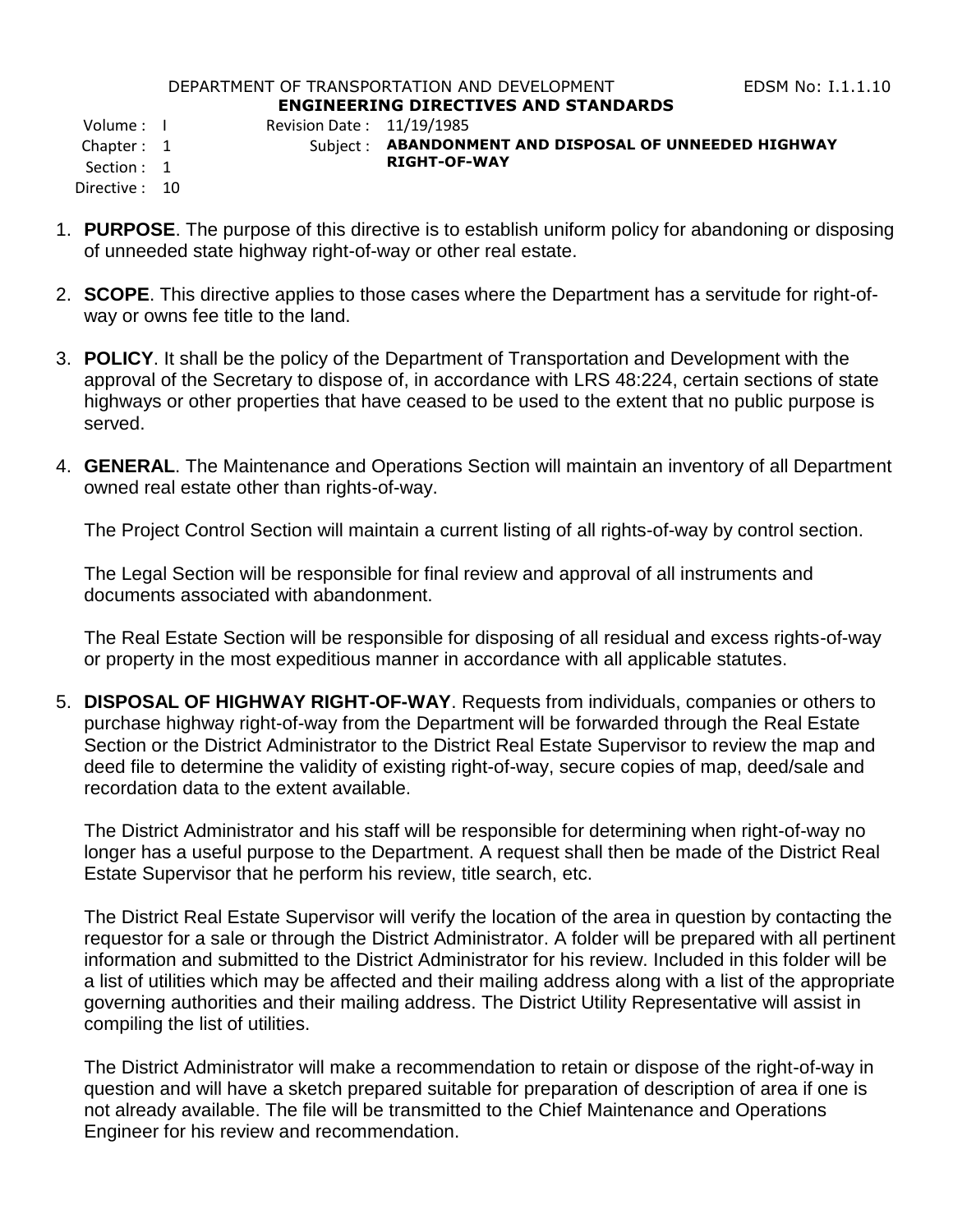DEPARTMENT OF TRANSPORTATION AND DEVELOPMENT EDSM No: I.1.1.10

**ENGINEERING DIRECTIVES AND STANDARDS**

Volume : I
Chapter : 1
Section : 1
Directive : 10

Revision Date : 11/19/1985

Subject : **ABANDONMENT AND DISPOSAL OF UNNEEDED HIGHWAY RIGHT-OF-WAY**

1. **PURPOSE**. The purpose of this directive is to establish uniform policy for abandoning or disposing of unneeded state highway right-of-way or other real estate.

2. **SCOPE**. This directive applies to those cases where the Department has a servitude for right-of-way or owns fee title to the land.

3. **POLICY**. It shall be the policy of the Department of Transportation and Development with the approval of the Secretary to dispose of, in accordance with LRS 48:224, certain sections of state highways or other properties that have ceased to be used to the extent that no public purpose is served.

4. **GENERAL**. The Maintenance and Operations Section will maintain an inventory of all Department owned real estate other than rights-of-way.

   The Project Control Section will maintain a current listing of all rights-of-way by control section.

   The Legal Section will be responsible for final review and approval of all instruments and documents associated with abandonment.

   The Real Estate Section will be responsible for disposing of all residual and excess rights-of-way or property in the most expeditious manner in accordance with all applicable statutes.

5. **DISPOSAL OF HIGHWAY RIGHT-OF-WAY**. Requests from individuals, companies or others to purchase highway right-of-way from the Department will be forwarded through the Real Estate Section or the District Administrator to the District Real Estate Supervisor to review the map and deed file to determine the validity of existing right-of-way, secure copies of map, deed/sale and recordation data to the extent available.

   The District Administrator and his staff will be responsible for determining when right-of-way no longer has a useful purpose to the Department. A request shall then be made of the District Real Estate Supervisor that he perform his review, title search, etc.

   The District Real Estate Supervisor will verify the location of the area in question by contacting the requestor for a sale or through the District Administrator. A folder will be prepared with all pertinent information and submitted to the District Administrator for his review. Included in this folder will be a list of utilities which may be affected and their mailing address along with a list of the appropriate governing authorities and their mailing address. The District Utility Representative will assist in compiling the list of utilities.

   The District Administrator will make a recommendation to retain or dispose of the right-of-way in question and will have a sketch prepared suitable for preparation of description of area if one is not already available. The file will be transmitted to the Chief Maintenance and Operations Engineer for his review and recommendation.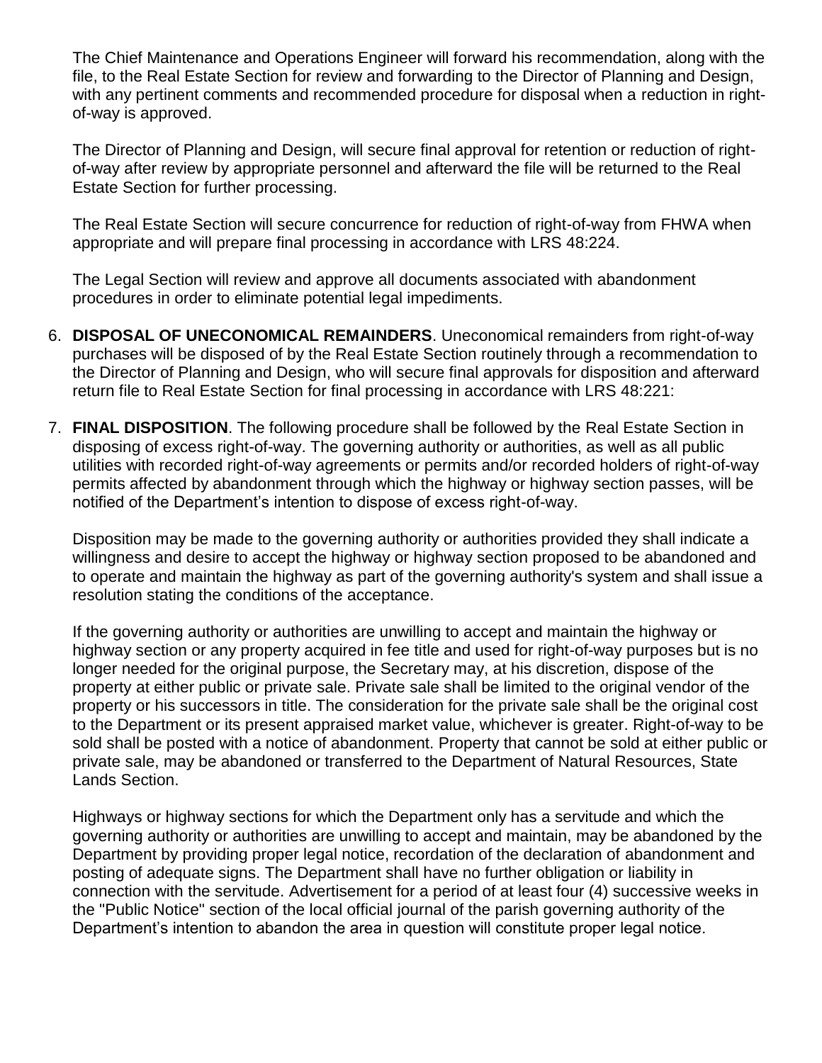The Chief Maintenance and Operations Engineer will forward his recommendation, along with the file, to the Real Estate Section for review and forwarding to the Director of Planning and Design, with any pertinent comments and recommended procedure for disposal when a reduction in right-of-way is approved.

The Director of Planning and Design, will secure final approval for retention or reduction of right-of-way after review by appropriate personnel and afterward the file will be returned to the Real Estate Section for further processing.

The Real Estate Section will secure concurrence for reduction of right-of-way from FHWA when appropriate and will prepare final processing in accordance with LRS 48:224.

The Legal Section will review and approve all documents associated with abandonment procedures in order to eliminate potential legal impediments.

6. **DISPOSAL OF UNECONOMICAL REMAINDERS**. Uneconomical remainders from right-of-way purchases will be disposed of by the Real Estate Section routinely through a recommendation to the Director of Planning and Design, who will secure final approvals for disposition and afterward return file to Real Estate Section for final processing in accordance with LRS 48:221:

7. **FINAL DISPOSITION**. The following procedure shall be followed by the Real Estate Section in disposing of excess right-of-way. The governing authority or authorities, as well as all public utilities with recorded right-of-way agreements or permits and/or recorded holders of right-of-way permits affected by abandonment through which the highway or highway section passes, will be notified of the Department's intention to dispose of excess right-of-way.

   Disposition may be made to the governing authority or authorities provided they shall indicate a willingness and desire to accept the highway or highway section proposed to be abandoned and to operate and maintain the highway as part of the governing authority's system and shall issue a resolution stating the conditions of the acceptance.

   If the governing authority or authorities are unwilling to accept and maintain the highway or highway section or any property acquired in fee title and used for right-of-way purposes but is no longer needed for the original purpose, the Secretary may, at his discretion, dispose of the property at either public or private sale. Private sale shall be limited to the original vendor of the property or his successors in title. The consideration for the private sale shall be the original cost to the Department or its present appraised market value, whichever is greater. Right-of-way to be sold shall be posted with a notice of abandonment. Property that cannot be sold at either public or private sale, may be abandoned or transferred to the Department of Natural Resources, State Lands Section.

   Highways or highway sections for which the Department only has a servitude and which the governing authority or authorities are unwilling to accept and maintain, may be abandoned by the Department by providing proper legal notice, recordation of the declaration of abandonment and posting of adequate signs. The Department shall have no further obligation or liability in connection with the servitude. Advertisement for a period of at least four (4) successive weeks in the "Public Notice" section of the local official journal of the parish governing authority of the Department's intention to abandon the area in question will constitute proper legal notice.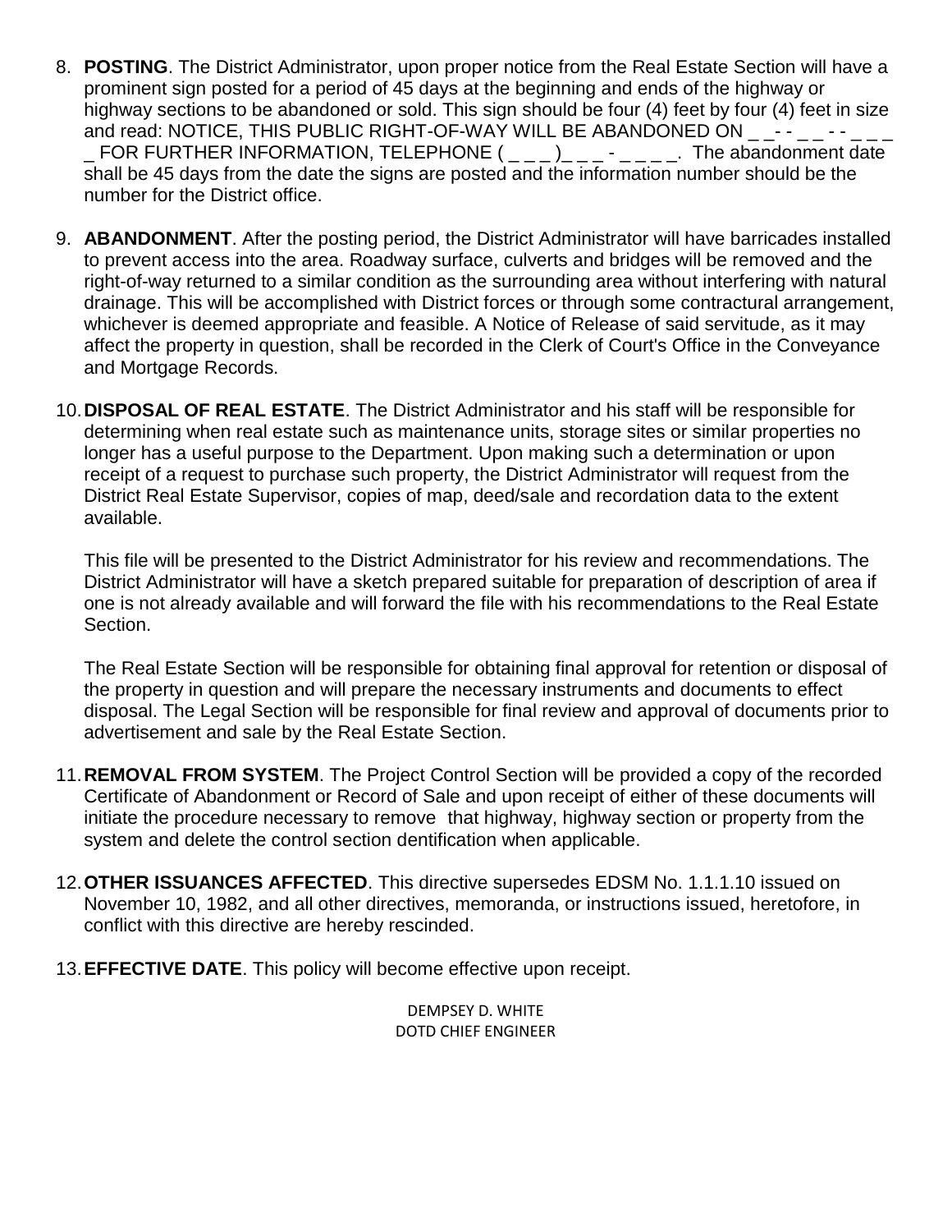8. **POSTING**. The District Administrator, upon proper notice from the Real Estate Section will have a prominent sign posted for a period of 45 days at the beginning and ends of the highway or highway sections to be abandoned or sold. This sign should be four (4) feet by four (4) feet in size and read: NOTICE, THIS PUBLIC RIGHT-OF-WAY WILL BE ABANDONED ON _ _- - _ _ - - _ _ _ _ FOR FURTHER INFORMATION, TELEPHONE ( _ _ _ )_ _ _ - _ _ _ _. The abandonment date shall be 45 days from the date the signs are posted and the information number should be the number for the District office.

9. **ABANDONMENT**. After the posting period, the District Administrator will have barricades installed to prevent access into the area. Roadway surface, culverts and bridges will be removed and the right-of-way returned to a similar condition as the surrounding area without interfering with natural drainage. This will be accomplished with District forces or through some contractural arrangement, whichever is deemed appropriate and feasible. A Notice of Release of said servitude, as it may affect the property in question, shall be recorded in the Clerk of Court's Office in the Conveyance and Mortgage Records.

10. **DISPOSAL OF REAL ESTATE**. The District Administrator and his staff will be responsible for determining when real estate such as maintenance units, storage sites or similar properties no longer has a useful purpose to the Department. Upon making such a determination or upon receipt of a request to purchase such property, the District Administrator will request from the District Real Estate Supervisor, copies of map, deed/sale and recordation data to the extent available.

    This file will be presented to the District Administrator for his review and recommendations. The District Administrator will have a sketch prepared suitable for preparation of description of area if one is not already available and will forward the file with his recommendations to the Real Estate Section.

    The Real Estate Section will be responsible for obtaining final approval for retention or disposal of the property in question and will prepare the necessary instruments and documents to effect disposal. The Legal Section will be responsible for final review and approval of documents prior to advertisement and sale by the Real Estate Section.

11. **REMOVAL FROM SYSTEM**. The Project Control Section will be provided a copy of the recorded Certificate of Abandonment or Record of Sale and upon receipt of either of these documents will initiate the procedure necessary to remove that highway, highway section or property from the system and delete the control section dentification when applicable.

12. **OTHER ISSUANCES AFFECTED**. This directive supersedes EDSM No. 1.1.1.10 issued on November 10, 1982, and all other directives, memoranda, or instructions issued, heretofore, in conflict with this directive are hereby rescinded.

13. **EFFECTIVE DATE**. This policy will become effective upon receipt.

DEMPSEY D. WHITE
DOTD CHIEF ENGINEER